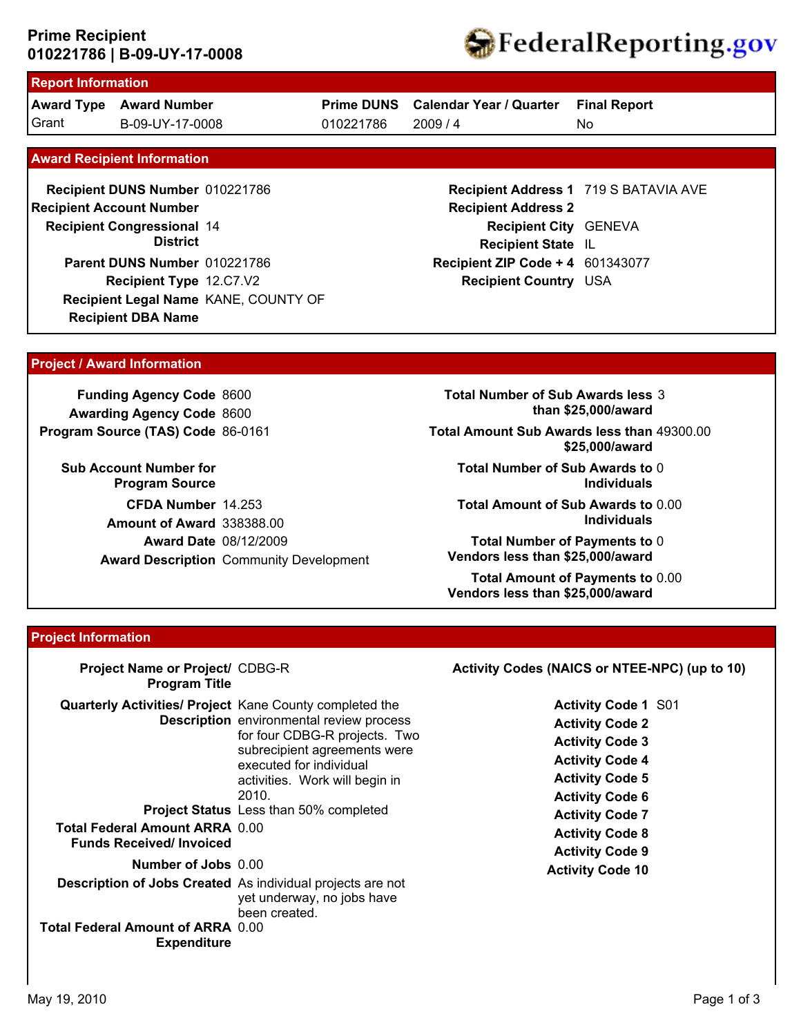**Prime Recipient**
**010221786 | B-09-UY-17-0008**

FederalReporting.gov

## Report Information

| Award Type | Award Number | Prime DUNS | Calendar Year / Quarter | Final Report |
|---|---|---|---|---|
| Grant | B-09-UY-17-0008 | 010221786 | 2009 / 4 | No |

## Award Recipient Information

| | |
|---|---|
| **Recipient DUNS Number** | 010221786 |
| **Recipient Account Number** | |
| **Recipient Congressional District** | 14 |
| **Parent DUNS Number** | 010221786 |
| **Recipient Type** | 12.C7.V2 |
| **Recipient Legal Name** | KANE, COUNTY OF |
| **Recipient DBA Name** | |
| **Recipient Address 1** | 719 S BATAVIA AVE |
| **Recipient Address 2** | |
| **Recipient City** | GENEVA |
| **Recipient State** | IL |
| **Recipient ZIP Code + 4** | 601343077 |
| **Recipient Country** | USA |

## Project / Award Information

| | |
|---|---|
| **Funding Agency Code** | 8600 |
| **Awarding Agency Code** | 8600 |
| **Program Source (TAS) Code** | 86-0161 |
| **Sub Account Number for Program Source** | |
| **CFDA Number** | 14.253 |
| **Amount of Award** | 338388.00 |
| **Award Date** | 08/12/2009 |
| **Award Description** | Community Development |
| **Total Number of Sub Awards less than $25,000/award** | 3 |
| **Total Amount Sub Awards less than $25,000/award** | 49300.00 |
| **Total Number of Sub Awards to Individuals** | 0 |
| **Total Amount of Sub Awards to Individuals** | 0.00 |
| **Total Number of Payments to Vendors less than $25,000/award** | 0 |
| **Total Amount of Payments to Vendors less than $25,000/award** | 0.00 |

## Project Information

| | |
|---|---|
| **Project Name or Project/ Program Title** | CDBG-R |
| **Quarterly Activities/ Project Description** | Kane County completed the environmental review process for four CDBG-R projects. Two subrecipient agreements were executed for individual activities. Work will begin in 2010. |
| **Project Status** | Less than 50% completed |
| **Total Federal Amount ARRA Funds Received/ Invoiced** | 0.00 |
| **Number of Jobs** | 0.00 |
| **Description of Jobs Created** | As individual projects are not yet underway, no jobs have been created. |
| **Total Federal Amount of ARRA Expenditure** | 0.00 |

**Activity Codes (NAICS or NTEE-NPC) (up to 10)**

| | |
|---|---|
| **Activity Code 1** | S01 |
| **Activity Code 2** | |
| **Activity Code 3** | |
| **Activity Code 4** | |
| **Activity Code 5** | |
| **Activity Code 6** | |
| **Activity Code 7** | |
| **Activity Code 8** | |
| **Activity Code 9** | |
| **Activity Code 10** | |

May 19, 2010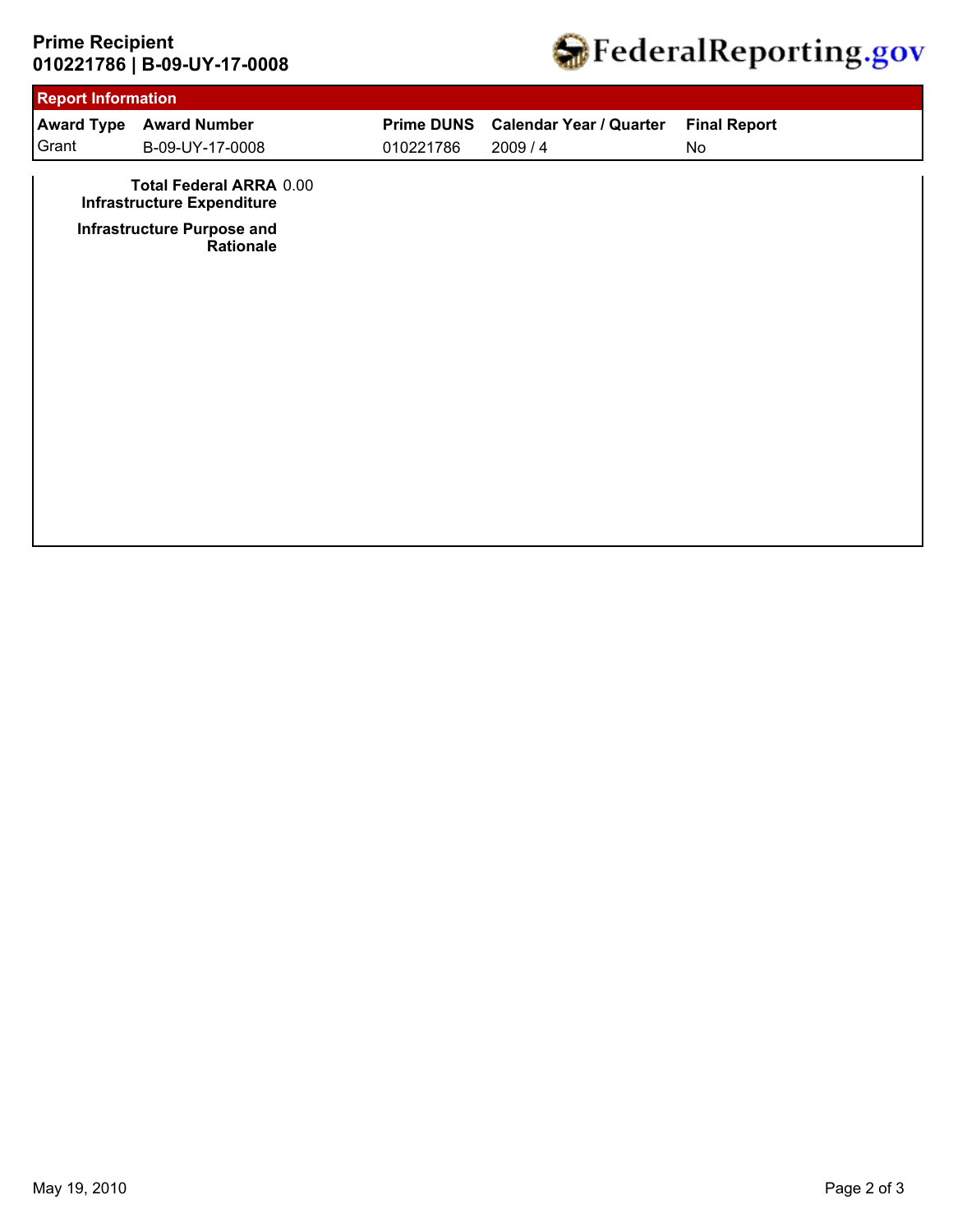**Prime Recipient**
**010221786 | B-09-UY-17-0008**

## Report Information

| Award Type | Award Number | Prime DUNS | Calendar Year / Quarter | Final Report |
|---|---|---|---|---|
| Grant | B-09-UY-17-0008 | 010221786 | 2009 / 4 | No |

**Total Federal ARRA Infrastructure Expenditure** 0.00

**Infrastructure Purpose and Rationale**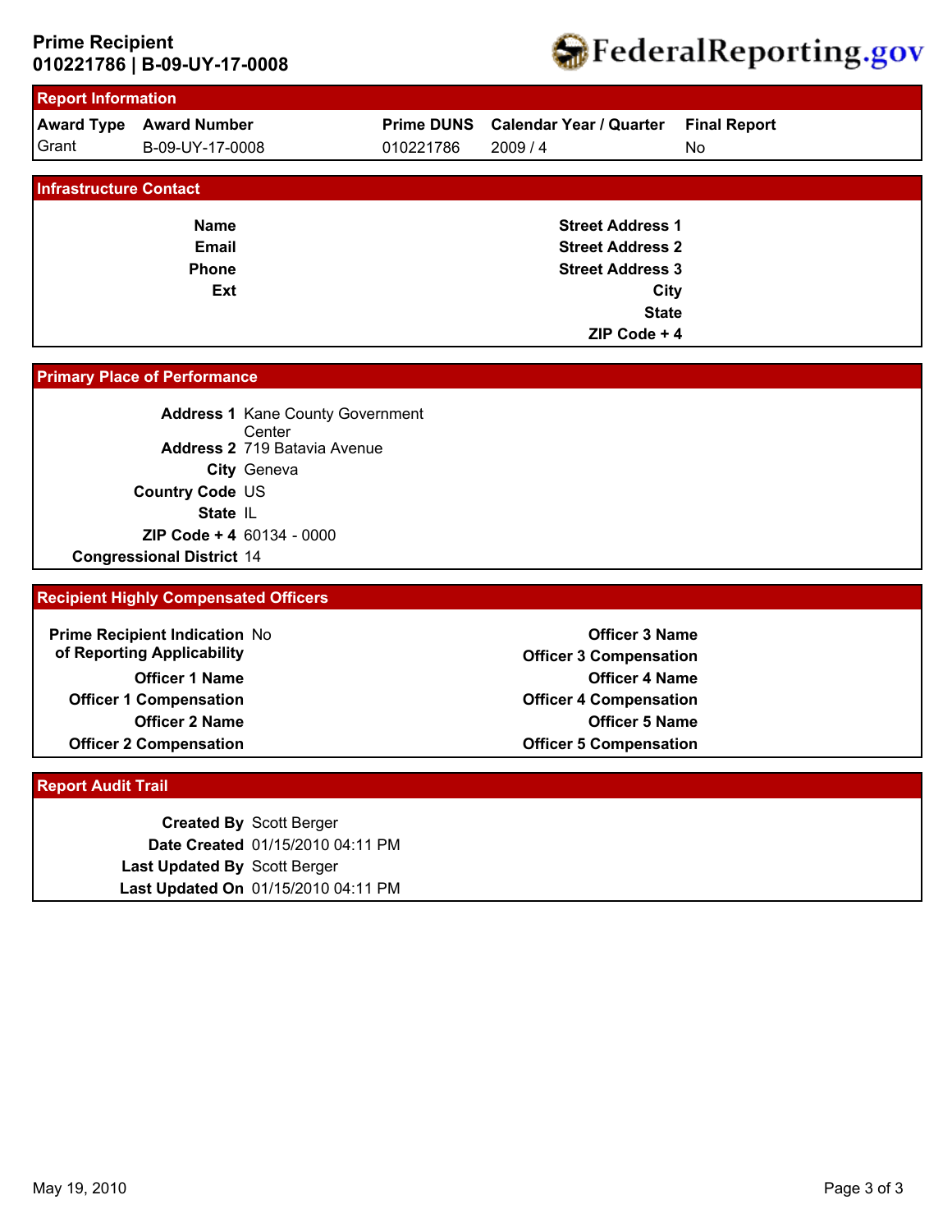**Prime Recipient**
**010221786 | B-09-UY-17-0008**

FederalReporting.gov

## Report Information

| Award Type | Award Number | Prime DUNS | Calendar Year / Quarter | Final Report |
|---|---|---|---|---|
| Grant | B-09-UY-17-0008 | 010221786 | 2009 / 4 | No |

## Infrastructure Contact

**Name**
**Email**
**Phone**
**Ext**

**Street Address 1**
**Street Address 2**
**Street Address 3**
**City**
**State**
**ZIP Code + 4**

## Primary Place of Performance

**Address 1** Kane County Government Center
**Address 2** 719 Batavia Avenue
**City** Geneva
**Country Code** US
**State** IL
**ZIP Code + 4** 60134 - 0000
**Congressional District** 14

## Recipient Highly Compensated Officers

**Prime Recipient Indication of Reporting Applicability** No
**Officer 1 Name**
**Officer 1 Compensation**
**Officer 2 Name**
**Officer 2 Compensation**
**Officer 3 Name**
**Officer 3 Compensation**
**Officer 4 Name**
**Officer 4 Compensation**
**Officer 5 Name**
**Officer 5 Compensation**

## Report Audit Trail

**Created By** Scott Berger
**Date Created** 01/15/2010 04:11 PM
**Last Updated By** Scott Berger
**Last Updated On** 01/15/2010 04:11 PM

May 19, 2010